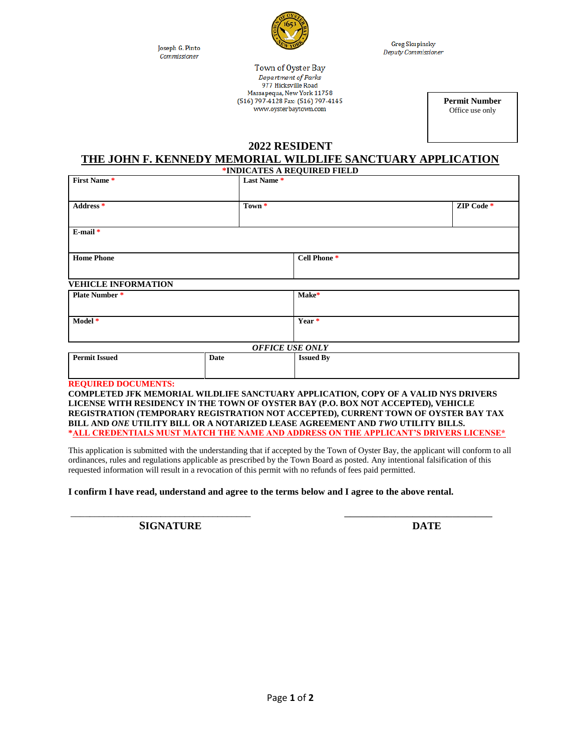Joseph G. Pinto
*Commissioner*

Greg Skupinsky
*Deputy Commissioner*

Town of Oyster Bay
*Department of Parks*
977 Hicksville Road
Massapequa, New York 11758
(516) 797-4128 Fax: (516) 797-4145
www.oysterbaytown.com

| **Permit Number** |
|---|
| Office use only |

## 2022 RESIDENT

## THE JOHN F. KENNEDY MEMORIAL WILDLIFE SANCTUARY APPLICATION

**\*INDICATES A REQUIRED FIELD**

| **First Name \*** | **Last Name \*** | |
|---|---|---|
| **Address \*** | **Town \*** | **ZIP Code \*** |
| **E-mail \*** | | |
| **Home Phone** | **Cell Phone \*** | |

**VEHICLE INFORMATION**

| **Plate Number \*** | **Make\*** |
|---|---|
| **Model \*** | **Year \*** |

***OFFICE USE ONLY***

| **Permit Issued** | **Date** | **Issued By** |
|---|---|---|
| | | |

**REQUIRED DOCUMENTS:**

**COMPLETED JFK MEMORIAL WILDLIFE SANCTUARY APPLICATION, COPY OF A VALID NYS DRIVERS LICENSE WITH RESIDENCY IN THE TOWN OF OYSTER BAY (P.O. BOX NOT ACCEPTED), VEHICLE REGISTRATION (TEMPORARY REGISTRATION NOT ACCEPTED), CURRENT TOWN OF OYSTER BAY TAX BILL AND *ONE* UTILITY BILL OR A NOTARIZED LEASE AGREEMENT AND *TWO* UTILITY BILLS.**

**\*ALL CREDENTIALS MUST MATCH THE NAME AND ADDRESS ON THE APPLICANT'S DRIVERS LICENSE\***

This application is submitted with the understanding that if accepted by the Town of Oyster Bay, the applicant will conform to all ordinances, rules and regulations applicable as prescribed by the Town Board as posted. Any intentional falsification of this requested information will result in a revocation of this permit with no refunds of fees paid permitted.

**I confirm I have read, understand and agree to the terms below and I agree to the above rental.**

\_\_\_\_\_\_\_\_\_\_\_\_\_\_\_\_\_\_\_\_\_\_\_\_\_\_\_\_\_\_\_\_\_\_\_\_ \_\_\_\_\_\_\_\_\_\_\_\_\_\_\_\_\_\_\_\_\_\_\_\_\_\_\_\_\_\_

**SIGNATURE** **DATE**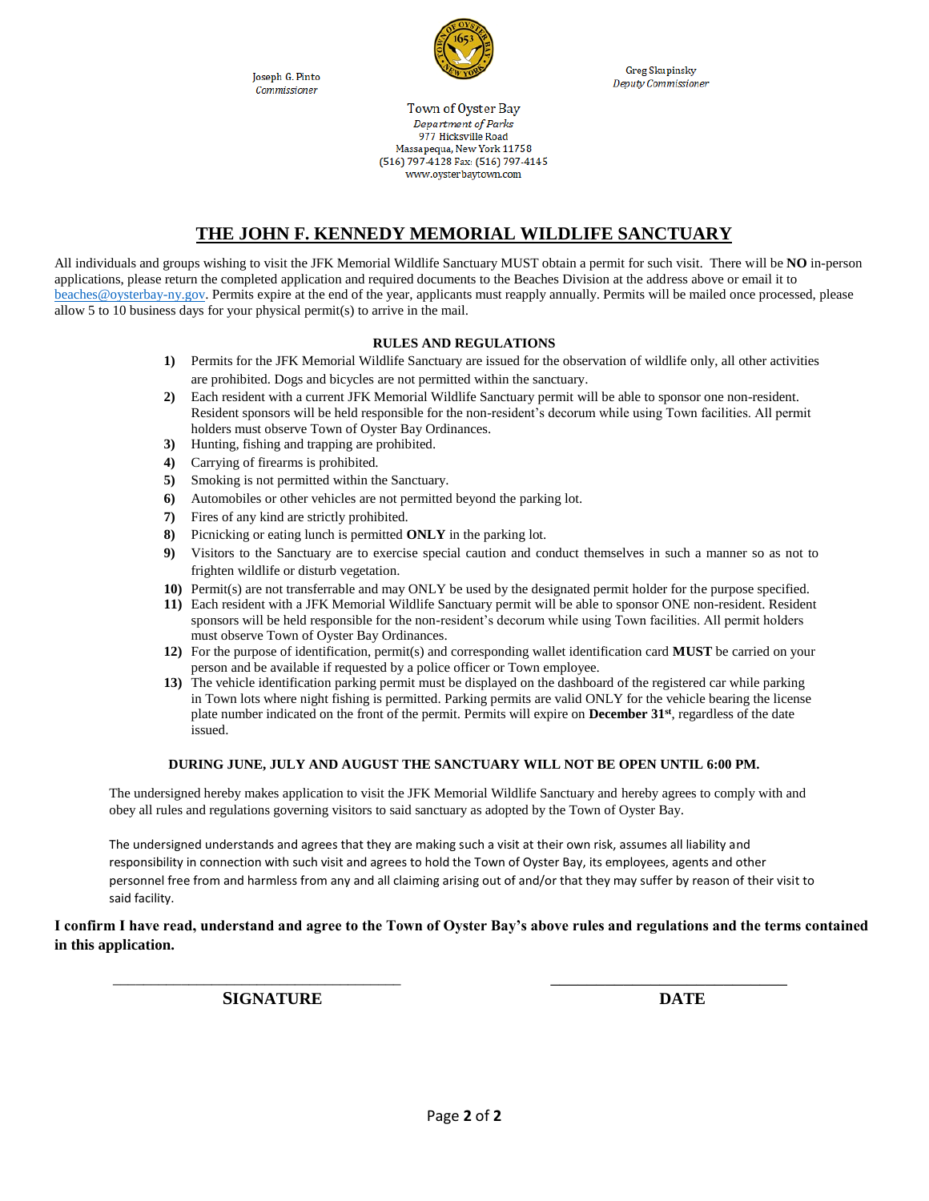Joseph G. Pinto
*Commissioner*

Greg Skupinsky
*Deputy Commissioner*

Town of Oyster Bay
*Department of Parks*
977 Hicksville Road
Massapequa, New York 11758
(516) 797-4128 Fax: (516) 797-4145
www.oysterbaytown.com

# THE JOHN F. KENNEDY MEMORIAL WILDLIFE SANCTUARY

All individuals and groups wishing to visit the JFK Memorial Wildlife Sanctuary MUST obtain a permit for such visit. There will be **NO** in-person applications, please return the completed application and required documents to the Beaches Division at the address above or email it to beaches@oysterbay-ny.gov. Permits expire at the end of the year, applicants must reapply annually. Permits will be mailed once processed, please allow 5 to 10 business days for your physical permit(s) to arrive in the mail.

**RULES AND REGULATIONS**

1) Permits for the JFK Memorial Wildlife Sanctuary are issued for the observation of wildlife only, all other activities are prohibited. Dogs and bicycles are not permitted within the sanctuary.
2) Each resident with a current JFK Memorial Wildlife Sanctuary permit will be able to sponsor one non-resident. Resident sponsors will be held responsible for the non-resident's decorum while using Town facilities. All permit holders must observe Town of Oyster Bay Ordinances.
3) Hunting, fishing and trapping are prohibited.
4) Carrying of firearms is prohibited.
5) Smoking is not permitted within the Sanctuary.
6) Automobiles or other vehicles are not permitted beyond the parking lot.
7) Fires of any kind are strictly prohibited.
8) Picnicking or eating lunch is permitted **ONLY** in the parking lot.
9) Visitors to the Sanctuary are to exercise special caution and conduct themselves in such a manner so as not to frighten wildlife or disturb vegetation.
10) Permit(s) are not transferrable and may ONLY be used by the designated permit holder for the purpose specified.
11) Each resident with a JFK Memorial Wildlife Sanctuary permit will be able to sponsor ONE non-resident. Resident sponsors will be held responsible for the non-resident's decorum while using Town facilities. All permit holders must observe Town of Oyster Bay Ordinances.
12) For the purpose of identification, permit(s) and corresponding wallet identification card **MUST** be carried on your person and be available if requested by a police officer or Town employee.
13) The vehicle identification parking permit must be displayed on the dashboard of the registered car while parking in Town lots where night fishing is permitted. Parking permits are valid ONLY for the vehicle bearing the license plate number indicated on the front of the permit. Permits will expire on **December 31st**, regardless of the date issued.

**DURING JUNE, JULY AND AUGUST THE SANCTUARY WILL NOT BE OPEN UNTIL 6:00 PM.**

The undersigned hereby makes application to visit the JFK Memorial Wildlife Sanctuary and hereby agrees to comply with and obey all rules and regulations governing visitors to said sanctuary as adopted by the Town of Oyster Bay.

The undersigned understands and agrees that they are making such a visit at their own risk, assumes all liability and responsibility in connection with such visit and agrees to hold the Town of Oyster Bay, its employees, agents and other personnel free from and harmless from any and all claiming arising out of and/or that they may suffer by reason of their visit to said facility.

**I confirm I have read, understand and agree to the Town of Oyster Bay's above rules and regulations and the terms contained in this application.**

\_\_\_\_\_\_\_\_\_\_\_\_\_\_\_\_\_\_\_\_\_\_\_\_\_\_\_\_\_\_\_\_\_\_\_\_\_\_
**SIGNATURE**

\_\_\_\_\_\_\_\_\_\_\_\_\_\_\_\_\_\_\_\_\_\_\_\_\_\_\_\_\_\_\_\_
**DATE**